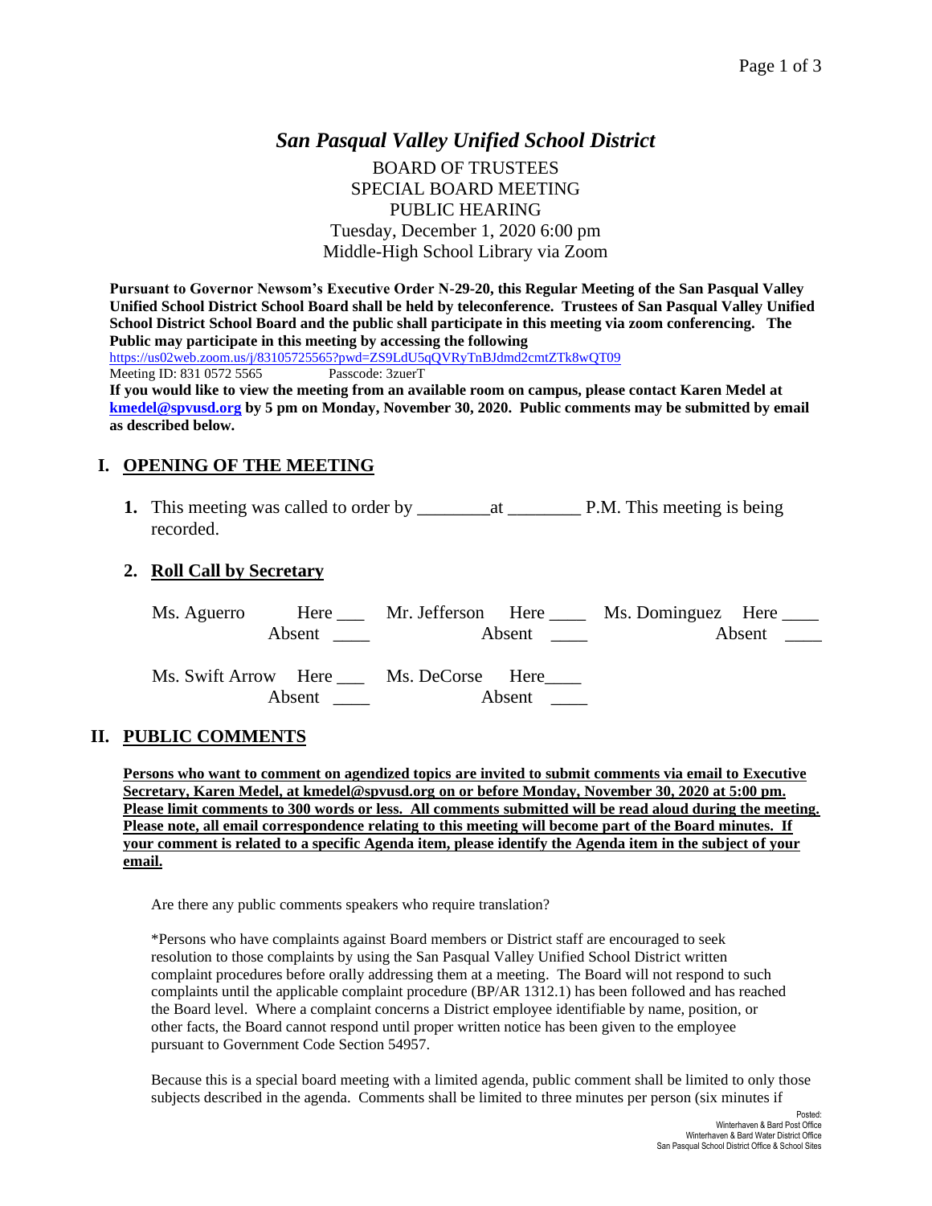# *San Pasqual Valley Unified School District*

BOARD OF TRUSTEES
SPECIAL BOARD MEETING
PUBLIC HEARING
Tuesday, December 1, 2020 6:00 pm
Middle-High School Library via Zoom

**Pursuant to Governor Newsom's Executive Order N-29-20, this Regular Meeting of the San Pasqual Valley Unified School District School Board shall be held by teleconference. Trustees of San Pasqual Valley Unified School District School Board and the public shall participate in this meeting via zoom conferencing. The Public may participate in this meeting by accessing the following**

https://us02web.zoom.us/j/83105725565?pwd=ZS9LdU5qQVRyTnBJdmd2cmtZTk8wQT09

Meeting ID: 831 0572 5565 Passcode: 3zuerT

**If you would like to view the meeting from an available room on campus, please contact Karen Medel at kmedel@spvusd.org by 5 pm on Monday, November 30, 2020. Public comments may be submitted by email as described below.**

## I. OPENING OF THE MEETING

1. This meeting was called to order by ________at ________ P.M. This meeting is being recorded.

2. **Roll Call by Secretary**

Ms. Aguerro Here ___ Absent ____

Mr. Jefferson Here ____ Absent ____

Ms. Dominguez Here ____ Absent ____

Ms. Swift Arrow Here ___ Absent ____

Ms. DeCorse Here____ Absent ____

## II. PUBLIC COMMENTS

**Persons who want to comment on agendized topics are invited to submit comments via email to Executive Secretary, Karen Medel, at kmedel@spvusd.org on or before Monday, November 30, 2020 at 5:00 pm. Please limit comments to 300 words or less. All comments submitted will be read aloud during the meeting. Please note, all email correspondence relating to this meeting will become part of the Board minutes. If your comment is related to a specific Agenda item, please identify the Agenda item in the subject of your email.**

Are there any public comments speakers who require translation?

*Persons who have complaints against Board members or District staff are encouraged to seek resolution to those complaints by using the San Pasqual Valley Unified School District written complaint procedures before orally addressing them at a meeting. The Board will not respond to such complaints until the applicable complaint procedure (BP/AR 1312.1) has been followed and has reached the Board level. Where a complaint concerns a District employee identifiable by name, position, or other facts, the Board cannot respond until proper written notice has been given to the employee pursuant to Government Code Section 54957.

Because this is a special board meeting with a limited agenda, public comment shall be limited to only those subjects described in the agenda. Comments shall be limited to three minutes per person (six minutes if

Posted:
Winterhaven & Bard Post Office
Winterhaven & Bard Water District Office
San Pasqual School District Office & School Sites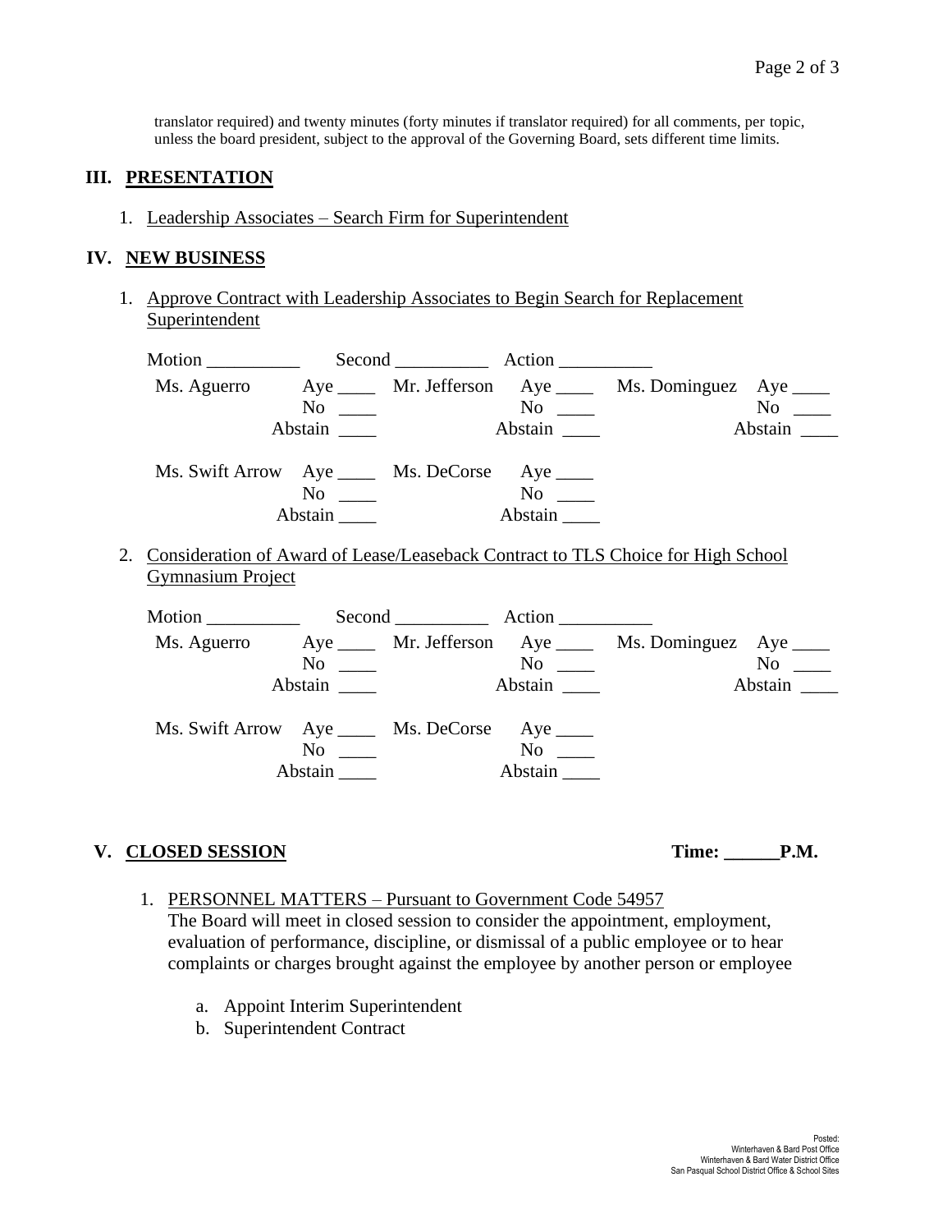translator required) and twenty minutes (forty minutes if translator required) for all comments, per topic, unless the board president, subject to the approval of the Governing Board, sets different time limits.

## III. PRESENTATION

1. Leadership Associates – Search Firm for Superintendent

## IV. NEW BUSINESS

1. Approve Contract with Leadership Associates to Begin Search for Replacement Superintendent

   Motion __________ Second __________ Action __________

   | | | | | | |
   |---|---|---|---|---|---|
   | Ms. Aguerro | Aye ____ | Mr. Jefferson | Aye ____ | Ms. Dominguez | Aye ____ |
   | | No ____ | | No ____ | | No ____ |
   | | Abstain ____ | | Abstain ____ | | Abstain ____ |
   | Ms. Swift Arrow | Aye ____ | Ms. DeCorse | Aye ____ | | |
   | | No ____ | | No ____ | | |
   | | Abstain ____ | | Abstain ____ | | |

2. Consideration of Award of Lease/Leaseback Contract to TLS Choice for High School Gymnasium Project

   Motion __________ Second __________ Action __________

   | | | | | | |
   |---|---|---|---|---|---|
   | Ms. Aguerro | Aye ____ | Mr. Jefferson | Aye ____ | Ms. Dominguez | Aye ____ |
   | | No ____ | | No ____ | | No ____ |
   | | Abstain ____ | | Abstain ____ | | Abstain ____ |
   | Ms. Swift Arrow | Aye ____ | Ms. DeCorse | Aye ____ | | |
   | | No ____ | | No ____ | | |
   | | Abstain ____ | | Abstain ____ | | |

## V. CLOSED SESSION

**Time: ______P.M.**

1. PERSONNEL MATTERS – Pursuant to Government Code 54957
   The Board will meet in closed session to consider the appointment, employment, evaluation of performance, discipline, or dismissal of a public employee or to hear complaints or charges brought against the employee by another person or employee

   a. Appoint Interim Superintendent
   b. Superintendent Contract

Posted:
Winterhaven & Bard Post Office
Winterhaven & Bard Water District Office
San Pasqual School District Office & School Sites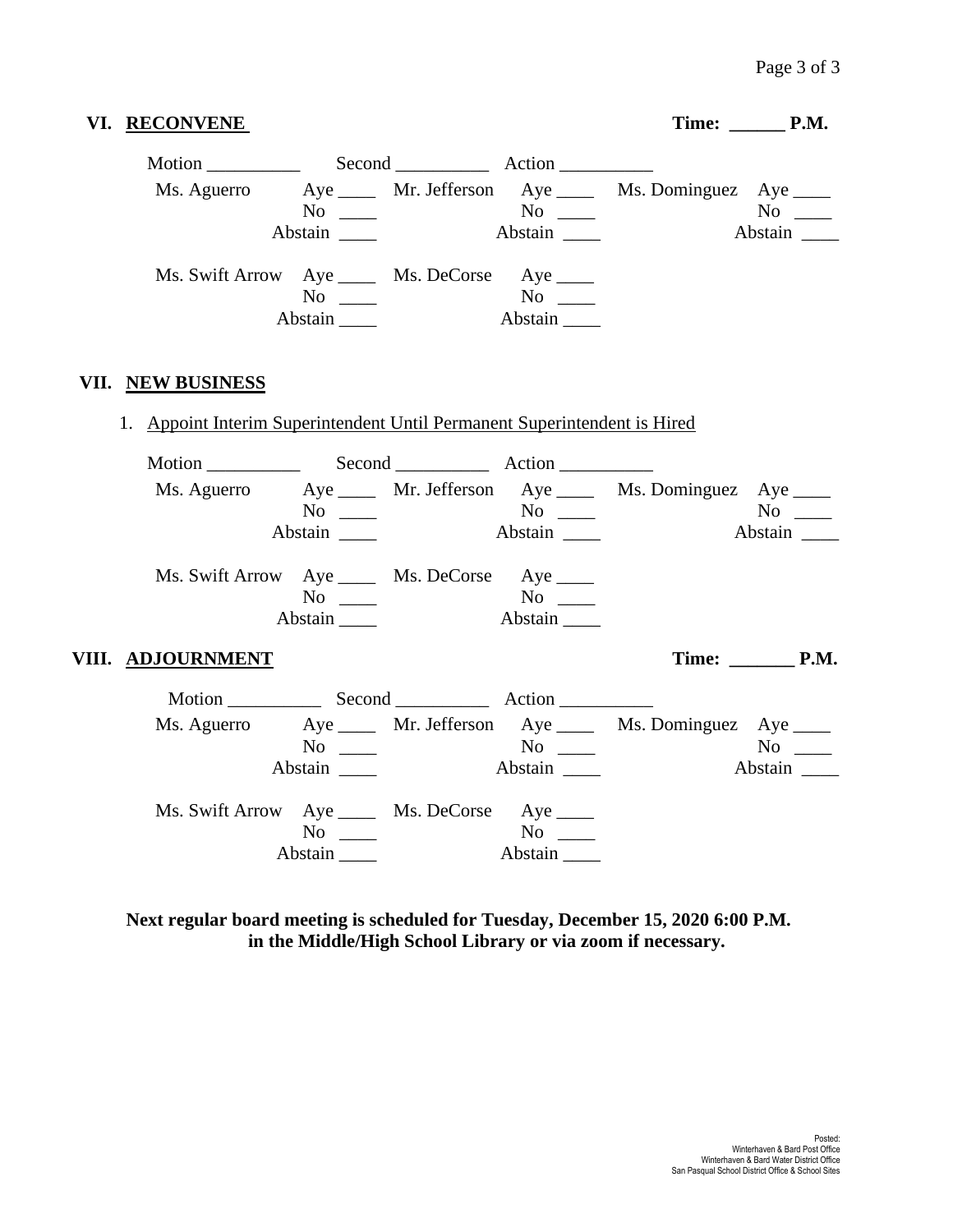## VI. RECONVENE

**Time: ______ P.M.**

Motion __________ Second __________ Action __________

| | | | | | |
|---|---|---|---|---|---|
| Ms. Aguerro | Aye ____ | Mr. Jefferson | Aye ____ | Ms. Dominguez | Aye ____ |
| | No ____ | | No ____ | | No ____ |
| | Abstain ____ | | Abstain ____ | | Abstain ____ |
| Ms. Swift Arrow | Aye ____ | Ms. DeCorse | Aye ____ | | |
| | No ____ | | No ____ | | |
| | Abstain ____ | | Abstain ____ | | |

## VII. NEW BUSINESS

1. Appoint Interim Superintendent Until Permanent Superintendent is Hired

Motion __________ Second __________ Action __________

| | | | | | |
|---|---|---|---|---|---|
| Ms. Aguerro | Aye ____ | Mr. Jefferson | Aye ____ | Ms. Dominguez | Aye ____ |
| | No ____ | | No ____ | | No ____ |
| | Abstain ____ | | Abstain ____ | | Abstain ____ |
| Ms. Swift Arrow | Aye ____ | Ms. DeCorse | Aye ____ | | |
| | No ____ | | No ____ | | |
| | Abstain ____ | | Abstain ____ | | |

## VIII. ADJOURNMENT

**Time: _______ P.M.**

Motion __________ Second __________ Action __________

| | | | | | |
|---|---|---|---|---|---|
| Ms. Aguerro | Aye ____ | Mr. Jefferson | Aye ____ | Ms. Dominguez | Aye ____ |
| | No ____ | | No ____ | | No ____ |
| | Abstain ____ | | Abstain ____ | | Abstain ____ |
| Ms. Swift Arrow | Aye ____ | Ms. DeCorse | Aye ____ | | |
| | No ____ | | No ____ | | |
| | Abstain ____ | | Abstain ____ | | |

**Next regular board meeting is scheduled for Tuesday, December 15, 2020 6:00 P.M. in the Middle/High School Library or via zoom if necessary.**

Posted:
Winterhaven & Bard Post Office
Winterhaven & Bard Water District Office
San Pasqual School District Office & School Sites